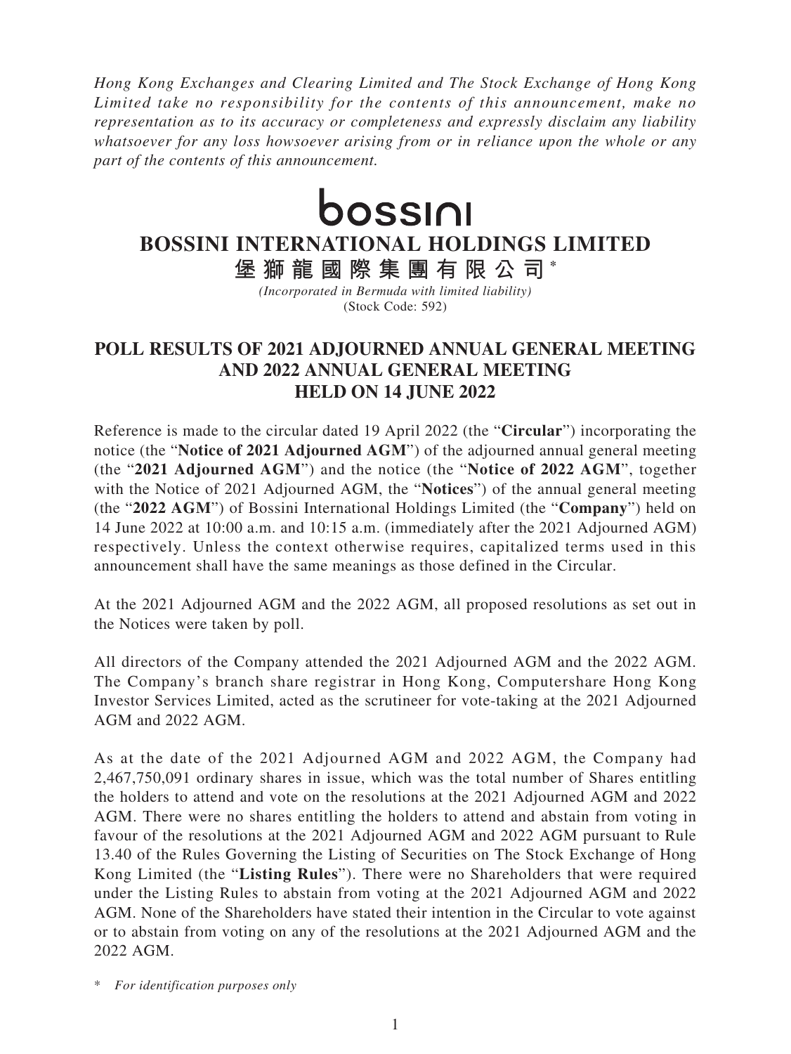*Hong Kong Exchanges and Clearing Limited and The Stock Exchange of Hong Kong Limited take no responsibility for the contents of this announcement, make no representation as to its accuracy or completeness and expressly disclaim any liability whatsoever for any loss howsoever arising from or in reliance upon the whole or any part of the contents of this announcement.*

bossini

# BOSSINI INTERNATIONAL HOLDINGS LIMITED

# 堡獅龍國際集團有限公司*

*(Incorporated in Bermuda with limited liability)*

(Stock Code: 592)

## POLL RESULTS OF 2021 ADJOURNED ANNUAL GENERAL MEETING AND 2022 ANNUAL GENERAL MEETING HELD ON 14 JUNE 2022

Reference is made to the circular dated 19 April 2022 (the "**Circular**") incorporating the notice (the "**Notice of 2021 Adjourned AGM**") of the adjourned annual general meeting (the "**2021 Adjourned AGM**") and the notice (the "**Notice of 2022 AGM**", together with the Notice of 2021 Adjourned AGM, the "**Notices**") of the annual general meeting (the "**2022 AGM**") of Bossini International Holdings Limited (the "**Company**") held on 14 June 2022 at 10:00 a.m. and 10:15 a.m. (immediately after the 2021 Adjourned AGM) respectively. Unless the context otherwise requires, capitalized terms used in this announcement shall have the same meanings as those defined in the Circular.

At the 2021 Adjourned AGM and the 2022 AGM, all proposed resolutions as set out in the Notices were taken by poll.

All directors of the Company attended the 2021 Adjourned AGM and the 2022 AGM. The Company's branch share registrar in Hong Kong, Computershare Hong Kong Investor Services Limited, acted as the scrutineer for vote-taking at the 2021 Adjourned AGM and 2022 AGM.

As at the date of the 2021 Adjourned AGM and 2022 AGM, the Company had 2,467,750,091 ordinary shares in issue, which was the total number of Shares entitling the holders to attend and vote on the resolutions at the 2021 Adjourned AGM and 2022 AGM. There were no shares entitling the holders to attend and abstain from voting in favour of the resolutions at the 2021 Adjourned AGM and 2022 AGM pursuant to Rule 13.40 of the Rules Governing the Listing of Securities on The Stock Exchange of Hong Kong Limited (the "**Listing Rules**"). There were no Shareholders that were required under the Listing Rules to abstain from voting at the 2021 Adjourned AGM and 2022 AGM. None of the Shareholders have stated their intention in the Circular to vote against or to abstain from voting on any of the resolutions at the 2021 Adjourned AGM and the 2022 AGM.

\* *For identification purposes only*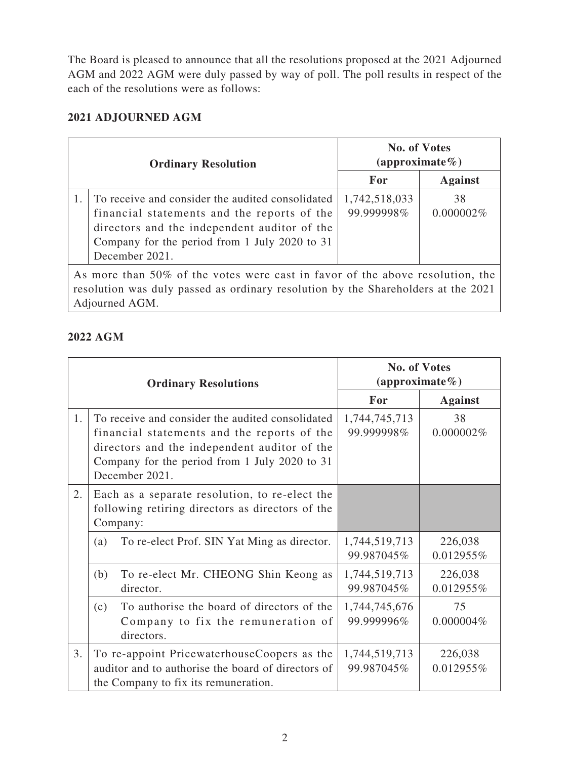The Board is pleased to announce that all the resolutions proposed at the 2021 Adjourned AGM and 2022 AGM were duly passed by way of poll. The poll results in respect of the each of the resolutions were as follows:

## 2021 ADJOURNED AGM

| | Ordinary Resolution | No. of Votes (approximate%) | |
|---|---|---|---|
| | | **For** | **Against** |
| 1. | To receive and consider the audited consolidated financial statements and the reports of the directors and the independent auditor of the Company for the period from 1 July 2020 to 31 December 2021. | 1,742,518,033<br>99.999998% | 38<br>0.000002% |
| As more than 50% of the votes were cast in favor of the above resolution, the resolution was duly passed as ordinary resolution by the Shareholders at the 2021 Adjourned AGM. | | | |

## 2022 AGM

| | Ordinary Resolutions | No. of Votes (approximate%) | |
|---|---|---|---|
| | | **For** | **Against** |
| 1. | To receive and consider the audited consolidated financial statements and the reports of the directors and the independent auditor of the Company for the period from 1 July 2020 to 31 December 2021. | 1,744,745,713<br>99.999998% | 38<br>0.000002% |
| 2. | Each as a separate resolution, to re-elect the following retiring directors as directors of the Company: | | |
| | (a) To re-elect Prof. SIN Yat Ming as director. | 1,744,519,713<br>99.987045% | 226,038<br>0.012955% |
| | (b) To re-elect Mr. CHEONG Shin Keong as director. | 1,744,519,713<br>99.987045% | 226,038<br>0.012955% |
| | (c) To authorise the board of directors of the Company to fix the remuneration of directors. | 1,744,745,676<br>99.999996% | 75<br>0.000004% |
| 3. | To re-appoint PricewaterhouseCoopers as the auditor and to authorise the board of directors of the Company to fix its remuneration. | 1,744,519,713<br>99.987045% | 226,038<br>0.012955% |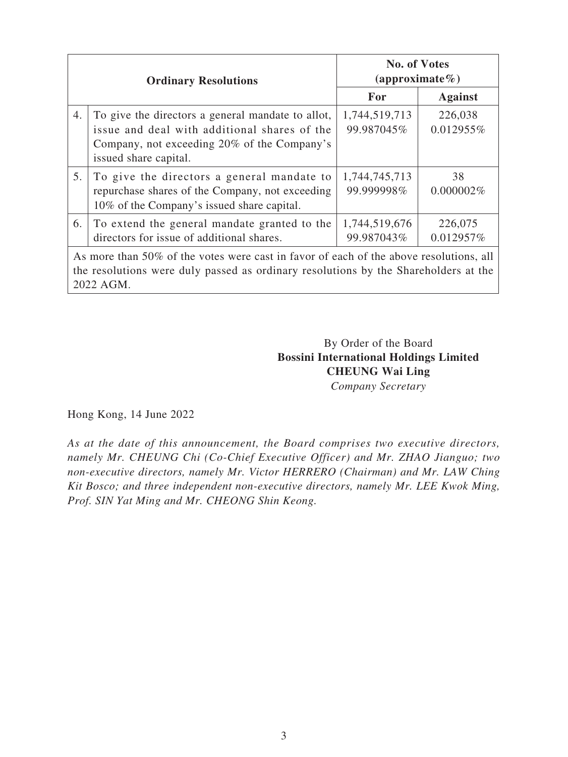| Ordinary Resolutions | | No. of Votes (approximate%) | |
|---|---|---|---|
| | | For | Against |
| 4. | To give the directors a general mandate to allot, issue and deal with additional shares of the Company, not exceeding 20% of the Company's issued share capital. | 1,744,519,713<br>99.987045% | 226,038<br>0.012955% |
| 5. | To give the directors a general mandate to repurchase shares of the Company, not exceeding 10% of the Company's issued share capital. | 1,744,745,713<br>99.999998% | 38<br>0.000002% |
| 6. | To extend the general mandate granted to the directors for issue of additional shares. | 1,744,519,676<br>99.987043% | 226,075<br>0.012957% |
| As more than 50% of the votes were cast in favor of each of the above resolutions, all the resolutions were duly passed as ordinary resolutions by the Shareholders at the 2022 AGM. | | | |

By Order of the Board
**Bossini International Holdings Limited**
**CHEUNG Wai Ling**
*Company Secretary*

Hong Kong, 14 June 2022

*As at the date of this announcement, the Board comprises two executive directors, namely Mr. CHEUNG Chi (Co-Chief Executive Officer) and Mr. ZHAO Jianguo; two non-executive directors, namely Mr. Victor HERRERO (Chairman) and Mr. LAW Ching Kit Bosco; and three independent non-executive directors, namely Mr. LEE Kwok Ming, Prof. SIN Yat Ming and Mr. CHEONG Shin Keong.*